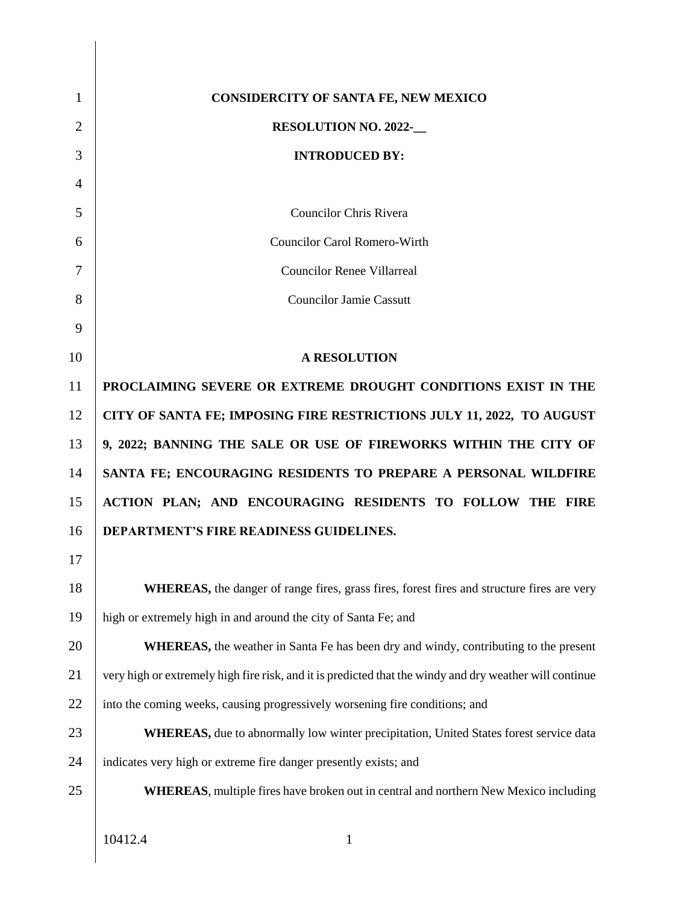**CONSIDERCITY OF SANTA FE, NEW MEXICO**

**RESOLUTION NO. 2022-__**

**INTRODUCED BY:**

Councilor Chris Rivera

Councilor Carol Romero-Wirth

Councilor Renee Villarreal

Councilor Jamie Cassutt

**A RESOLUTION**

**PROCLAIMING SEVERE OR EXTREME DROUGHT CONDITIONS EXIST IN THE CITY OF SANTA FE; IMPOSING FIRE RESTRICTIONS JULY 11, 2022, TO AUGUST 9, 2022; BANNING THE SALE OR USE OF FIREWORKS WITHIN THE CITY OF SANTA FE; ENCOURAGING RESIDENTS TO PREPARE A PERSONAL WILDFIRE ACTION PLAN; AND ENCOURAGING RESIDENTS TO FOLLOW THE FIRE DEPARTMENT'S FIRE READINESS GUIDELINES.**

**WHEREAS,** the danger of range fires, grass fires, forest fires and structure fires are very high or extremely high in and around the city of Santa Fe; and

**WHEREAS,** the weather in Santa Fe has been dry and windy, contributing to the present very high or extremely high fire risk, and it is predicted that the windy and dry weather will continue into the coming weeks, causing progressively worsening fire conditions; and

**WHEREAS,** due to abnormally low winter precipitation, United States forest service data indicates very high or extreme fire danger presently exists; and

**WHEREAS**, multiple fires have broken out in central and northern New Mexico including

10412.4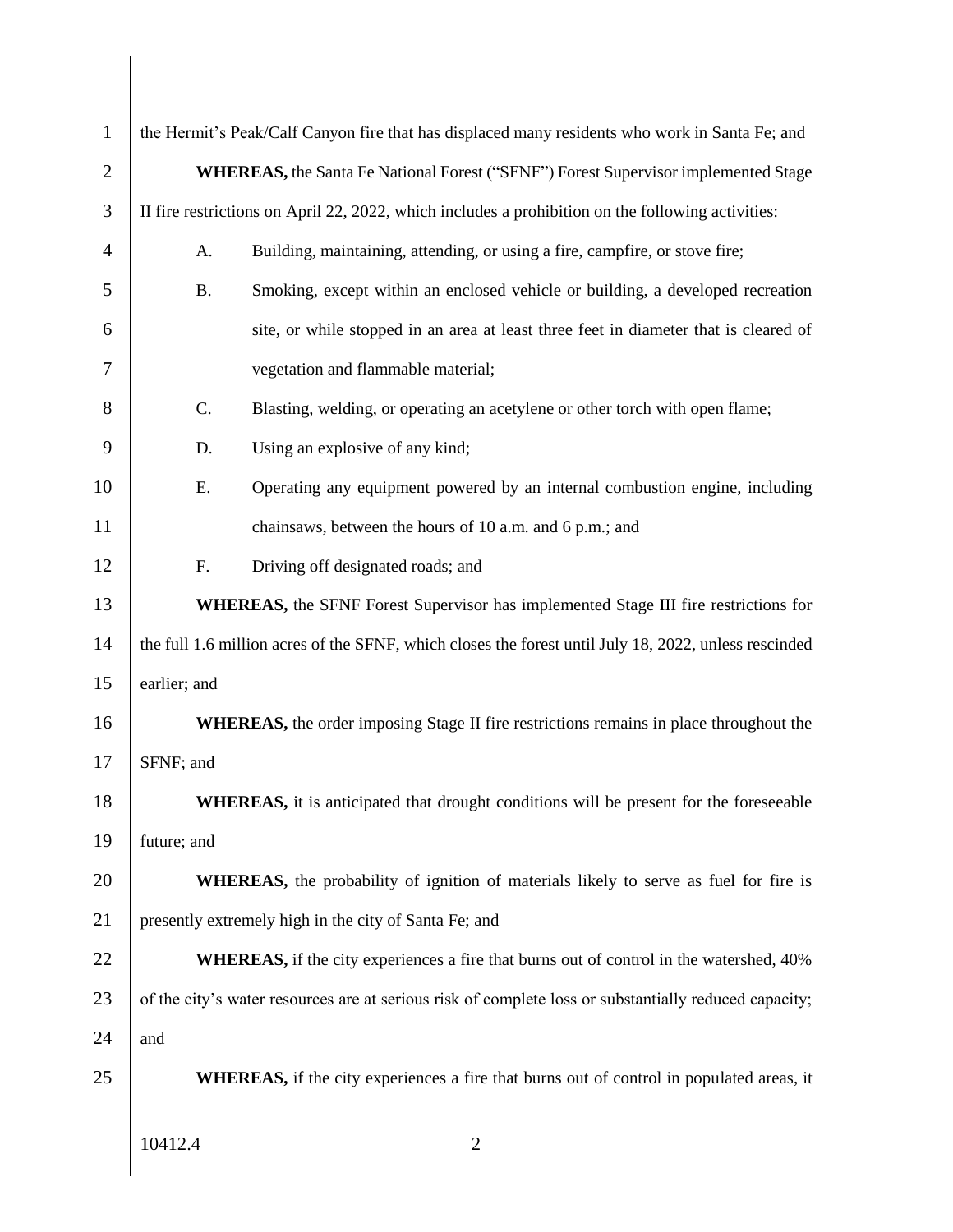the Hermit's Peak/Calf Canyon fire that has displaced many residents who work in Santa Fe; and

**WHEREAS,** the Santa Fe National Forest ("SFNF") Forest Supervisor implemented Stage II fire restrictions on April 22, 2022, which includes a prohibition on the following activities:

A. Building, maintaining, attending, or using a fire, campfire, or stove fire;

B. Smoking, except within an enclosed vehicle or building, a developed recreation site, or while stopped in an area at least three feet in diameter that is cleared of vegetation and flammable material;

C. Blasting, welding, or operating an acetylene or other torch with open flame;

D. Using an explosive of any kind;

E. Operating any equipment powered by an internal combustion engine, including chainsaws, between the hours of 10 a.m. and 6 p.m.; and

F. Driving off designated roads; and

**WHEREAS,** the SFNF Forest Supervisor has implemented Stage III fire restrictions for the full 1.6 million acres of the SFNF, which closes the forest until July 18, 2022, unless rescinded earlier; and

**WHEREAS,** the order imposing Stage II fire restrictions remains in place throughout the SFNF; and

**WHEREAS,** it is anticipated that drought conditions will be present for the foreseeable future; and

**WHEREAS,** the probability of ignition of materials likely to serve as fuel for fire is presently extremely high in the city of Santa Fe; and

**WHEREAS,** if the city experiences a fire that burns out of control in the watershed, 40% of the city's water resources are at serious risk of complete loss or substantially reduced capacity; and

**WHEREAS,** if the city experiences a fire that burns out of control in populated areas, it

10412.4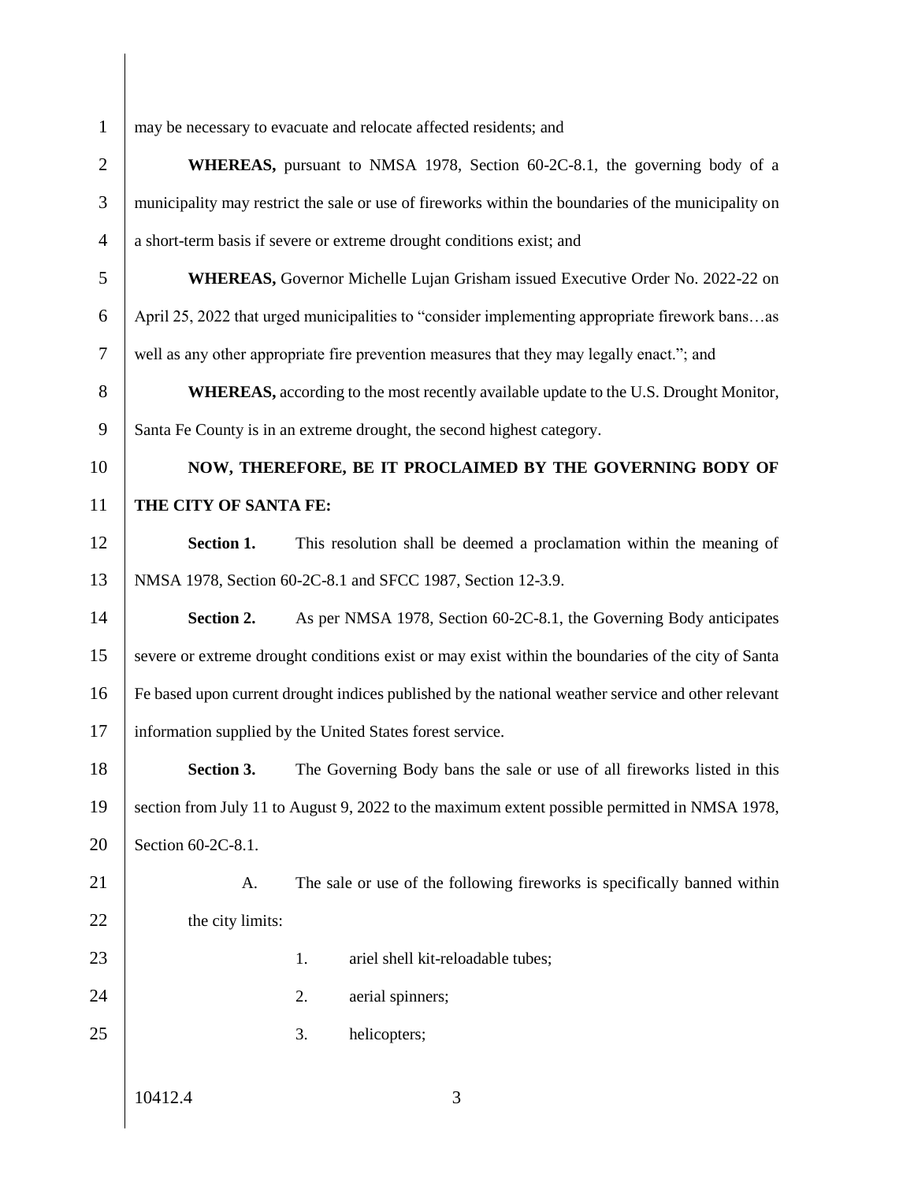may be necessary to evacuate and relocate affected residents; and

**WHEREAS,** pursuant to NMSA 1978, Section 60-2C-8.1, the governing body of a municipality may restrict the sale or use of fireworks within the boundaries of the municipality on a short-term basis if severe or extreme drought conditions exist; and

**WHEREAS,** Governor Michelle Lujan Grisham issued Executive Order No. 2022-22 on April 25, 2022 that urged municipalities to "consider implementing appropriate firework bans…as well as any other appropriate fire prevention measures that they may legally enact."; and

**WHEREAS,** according to the most recently available update to the U.S. Drought Monitor, Santa Fe County is in an extreme drought, the second highest category.

**NOW, THEREFORE, BE IT PROCLAIMED BY THE GOVERNING BODY OF THE CITY OF SANTA FE:**

**Section 1.** This resolution shall be deemed a proclamation within the meaning of NMSA 1978, Section 60-2C-8.1 and SFCC 1987, Section 12-3.9.

**Section 2.** As per NMSA 1978, Section 60-2C-8.1, the Governing Body anticipates severe or extreme drought conditions exist or may exist within the boundaries of the city of Santa Fe based upon current drought indices published by the national weather service and other relevant information supplied by the United States forest service.

**Section 3.** The Governing Body bans the sale or use of all fireworks listed in this section from July 11 to August 9, 2022 to the maximum extent possible permitted in NMSA 1978, Section 60-2C-8.1.

A. The sale or use of the following fireworks is specifically banned within the city limits:

1. ariel shell kit-reloadable tubes;
2. aerial spinners;
3. helicopters;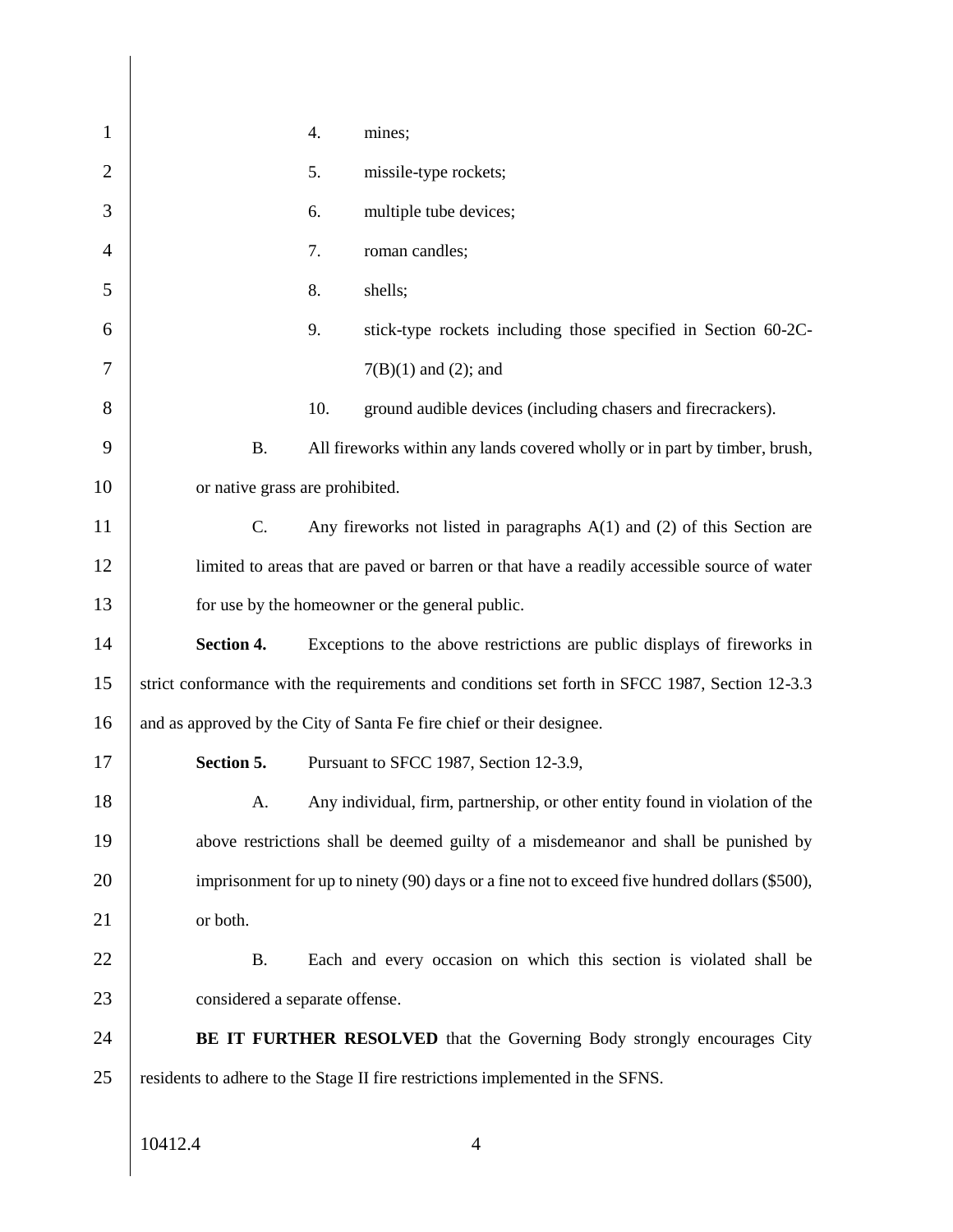4. mines;

5. missile-type rockets;

6. multiple tube devices;

7. roman candles;

8. shells;

9. stick-type rockets including those specified in Section 60-2C-7(B)(1) and (2); and

10. ground audible devices (including chasers and firecrackers).

B. All fireworks within any lands covered wholly or in part by timber, brush, or native grass are prohibited.

C. Any fireworks not listed in paragraphs A(1) and (2) of this Section are limited to areas that are paved or barren or that have a readily accessible source of water for use by the homeowner or the general public.

**Section 4.** Exceptions to the above restrictions are public displays of fireworks in strict conformance with the requirements and conditions set forth in SFCC 1987, Section 12-3.3 and as approved by the City of Santa Fe fire chief or their designee.

**Section 5.** Pursuant to SFCC 1987, Section 12-3.9,

A. Any individual, firm, partnership, or other entity found in violation of the above restrictions shall be deemed guilty of a misdemeanor and shall be punished by imprisonment for up to ninety (90) days or a fine not to exceed five hundred dollars ($500), or both.

B. Each and every occasion on which this section is violated shall be considered a separate offense.

**BE IT FURTHER RESOLVED** that the Governing Body strongly encourages City residents to adhere to the Stage II fire restrictions implemented in the SFNS.

10412.4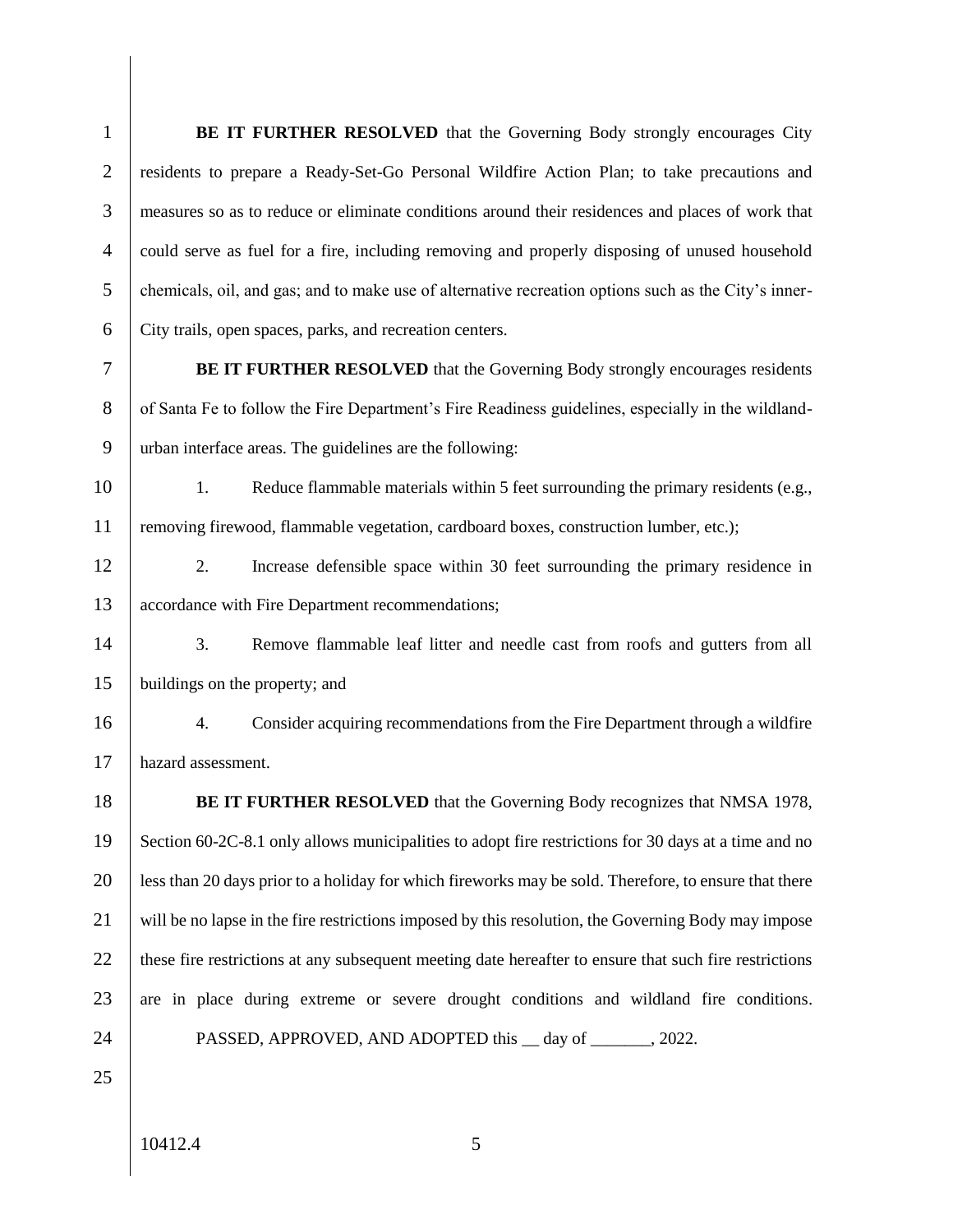**BE IT FURTHER RESOLVED** that the Governing Body strongly encourages City residents to prepare a Ready-Set-Go Personal Wildfire Action Plan; to take precautions and measures so as to reduce or eliminate conditions around their residences and places of work that could serve as fuel for a fire, including removing and properly disposing of unused household chemicals, oil, and gas; and to make use of alternative recreation options such as the City's inner-City trails, open spaces, parks, and recreation centers.

**BE IT FURTHER RESOLVED** that the Governing Body strongly encourages residents of Santa Fe to follow the Fire Department's Fire Readiness guidelines, especially in the wildland-urban interface areas. The guidelines are the following:

1. Reduce flammable materials within 5 feet surrounding the primary residents (e.g., removing firewood, flammable vegetation, cardboard boxes, construction lumber, etc.);
2. Increase defensible space within 30 feet surrounding the primary residence in accordance with Fire Department recommendations;
3. Remove flammable leaf litter and needle cast from roofs and gutters from all buildings on the property; and
4. Consider acquiring recommendations from the Fire Department through a wildfire hazard assessment.

**BE IT FURTHER RESOLVED** that the Governing Body recognizes that NMSA 1978, Section 60-2C-8.1 only allows municipalities to adopt fire restrictions for 30 days at a time and no less than 20 days prior to a holiday for which fireworks may be sold. Therefore, to ensure that there will be no lapse in the fire restrictions imposed by this resolution, the Governing Body may impose these fire restrictions at any subsequent meeting date hereafter to ensure that such fire restrictions are in place during extreme or severe drought conditions and wildland fire conditions.

PASSED, APPROVED, AND ADOPTED this __ day of _______, 2022.

10412.4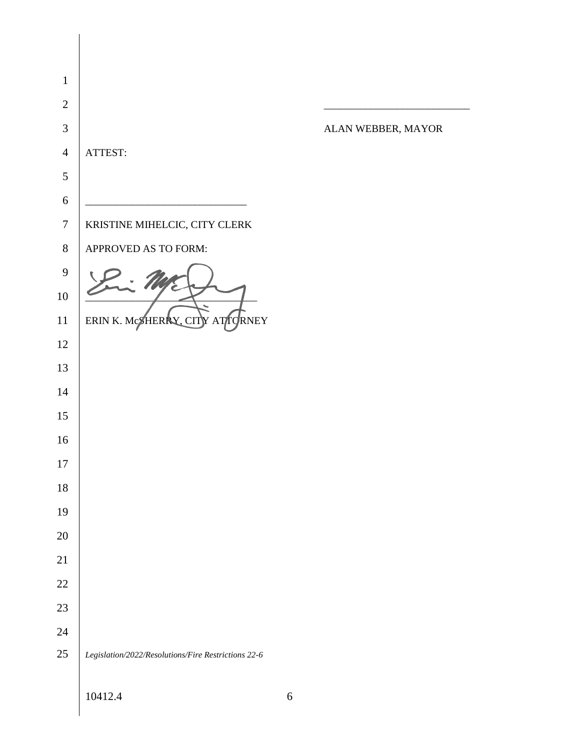\_\_\_\_\_\_\_\_\_\_\_\_\_\_\_\_\_\_\_\_\_\_\_\_\_\_\_\_\_

ALAN WEBBER, MAYOR

ATTEST:

\_\_\_\_\_\_\_\_\_\_\_\_\_\_\_\_\_\_\_\_\_\_\_\_\_\_\_\_\_\_\_

KRISTINE MIHELCIC, CITY CLERK

APPROVED AS TO FORM:

\_\_\_\_\_\_\_\_\_\_\_\_\_\_\_\_\_\_\_\_\_\_\_\_\_\_\_\_\_\_\_

ERIN K. McSHERRY, CITY ATTORNEY

*Legislation/2022/Resolutions/Fire Restrictions 22-6*

10412.4